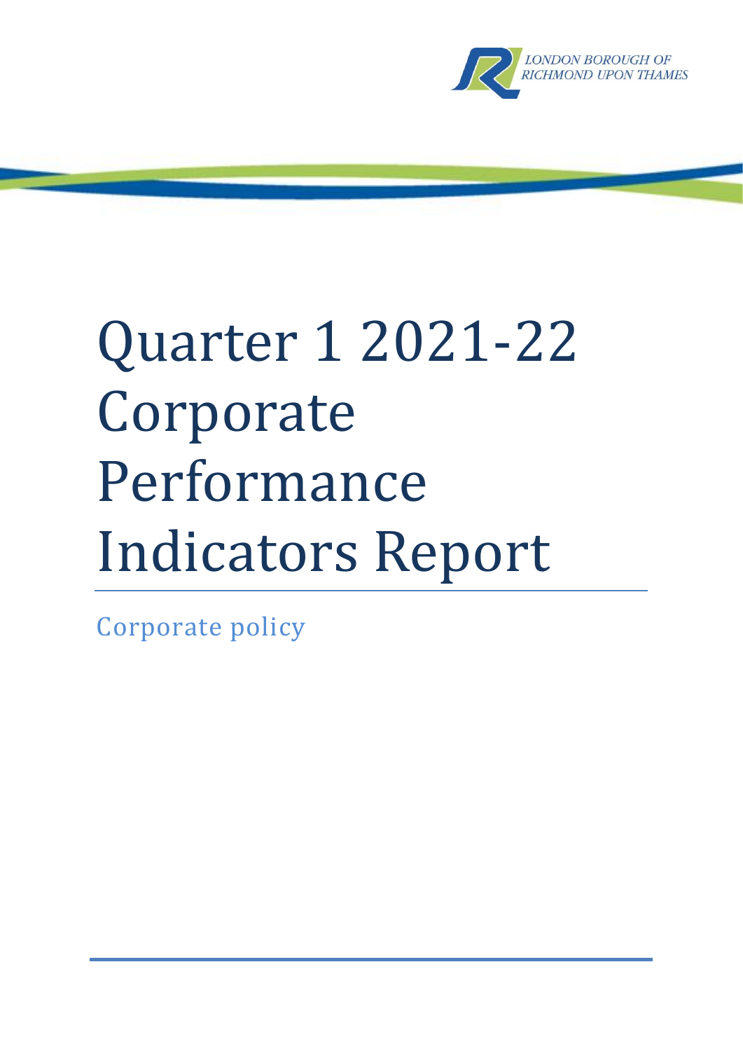LONDON BOROUGH OF RICHMOND UPON THAMES

# Quarter 1 2021-22 Corporate Performance Indicators Report

Corporate policy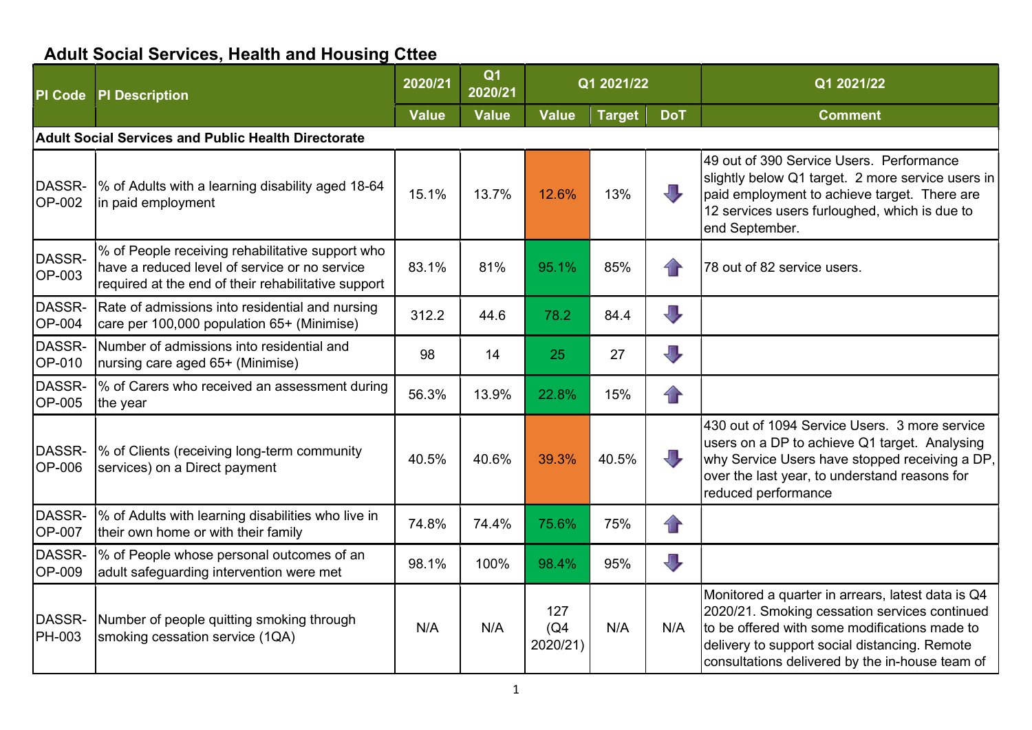## Adult Social Services, Health and Housing Cttee

| PI Code | PI Description | 2020/21 | Q1 2020/21 | Q1 2021/22 | | | Q1 2021/22 |
|---|---|---|---|---|---|---|---|
| | | Value | Value | Value | Target | DoT | Comment |
| **Adult Social Services and Public Health Directorate** | | | | | | | |
| DASSR-OP-002 | % of Adults with a learning disability aged 18-64 in paid employment | 15.1% | 13.7% | 12.6% | 13% | ⬇ | 49 out of 390 Service Users. Performance slightly below Q1 target. 2 more service users in paid employment to achieve target. There are 12 services users furloughed, which is due to end September. |
| DASSR-OP-003 | % of People receiving rehabilitative support who have a reduced level of service or no service required at the end of their rehabilitative support | 83.1% | 81% | 95.1% | 85% | ⬆ | 78 out of 82 service users. |
| DASSR-OP-004 | Rate of admissions into residential and nursing care per 100,000 population 65+ (Minimise) | 312.2 | 44.6 | 78.2 | 84.4 | ⬇ | |
| DASSR-OP-010 | Number of admissions into residential and nursing care aged 65+ (Minimise) | 98 | 14 | 25 | 27 | ⬇ | |
| DASSR-OP-005 | % of Carers who received an assessment during the year | 56.3% | 13.9% | 22.8% | 15% | ⬆ | |
| DASSR-OP-006 | % of Clients (receiving long-term community services) on a Direct payment | 40.5% | 40.6% | 39.3% | 40.5% | ⬇ | 430 out of 1094 Service Users. 3 more service users on a DP to achieve Q1 target. Analysing why Service Users have stopped receiving a DP, over the last year, to understand reasons for reduced performance |
| DASSR-OP-007 | % of Adults with learning disabilities who live in their own home or with their family | 74.8% | 74.4% | 75.6% | 75% | ⬆ | |
| DASSR-OP-009 | % of People whose personal outcomes of an adult safeguarding intervention were met | 98.1% | 100% | 98.4% | 95% | ⬇ | |
| DASSR-PH-003 | Number of people quitting smoking through smoking cessation service (1QA) | N/A | N/A | 127 (Q4 2020/21) | N/A | N/A | Monitored a quarter in arrears, latest data is Q4 2020/21. Smoking cessation services continued to be offered with some modifications made to delivery to support social distancing. Remote consultations delivered by the in-house team of |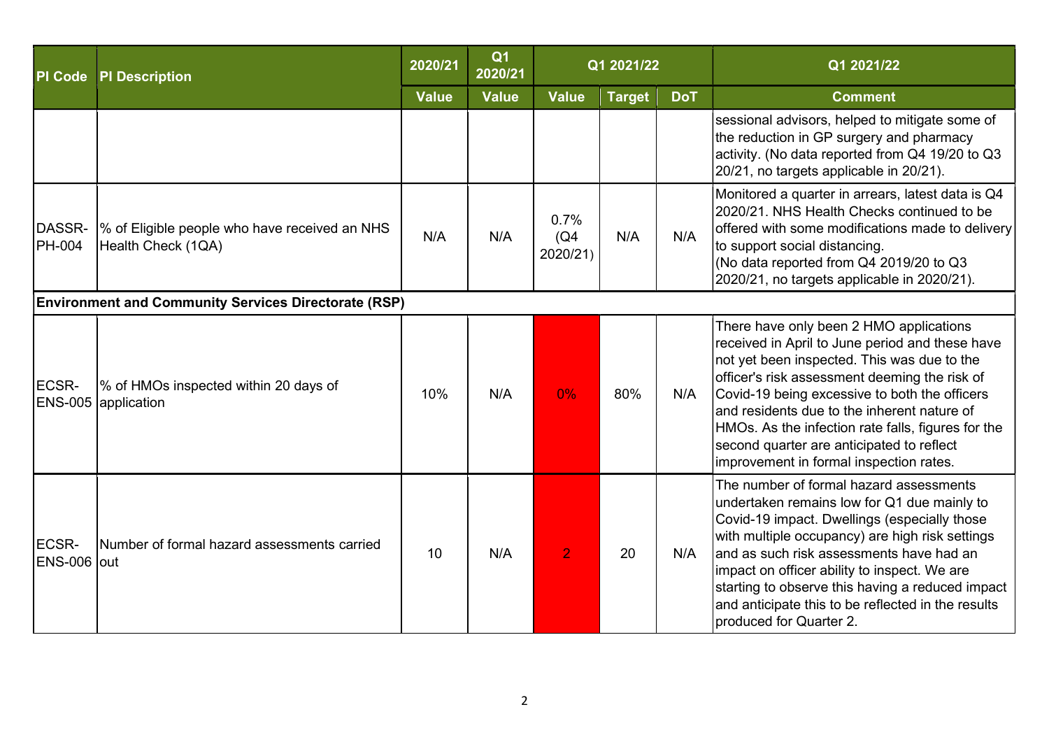| PI Code | PI Description | 2020/21 | Q1 2020/21 | Q1 2021/22 | | | Q1 2021/22 |
|---|---|---|---|---|---|---|---|
| | | Value | Value | Value | Target | DoT | Comment |
| | | | | | | | sessional advisors, helped to mitigate some of the reduction in GP surgery and pharmacy activity. (No data reported from Q4 19/20 to Q3 20/21, no targets applicable in 20/21). |
| DASSR-PH-004 | % of Eligible people who have received an NHS Health Check (1QA) | N/A | N/A | 0.7% (Q4 2020/21) | N/A | N/A | Monitored a quarter in arrears, latest data is Q4 2020/21. NHS Health Checks continued to be offered with some modifications made to delivery to support social distancing. (No data reported from Q4 2019/20 to Q3 2020/21, no targets applicable in 2020/21). |
| **Environment and Community Services Directorate (RSP)** | | | | | | | |
| ECSR-ENS-005 | % of HMOs inspected within 20 days of application | 10% | N/A | 0% | 80% | N/A | There have only been 2 HMO applications received in April to June period and these have not yet been inspected. This was due to the officer's risk assessment deeming the risk of Covid-19 being excessive to both the officers and residents due to the inherent nature of HMOs. As the infection rate falls, figures for the second quarter are anticipated to reflect improvement in formal inspection rates. |
| ECSR-ENS-006 | Number of formal hazard assessments carried out | 10 | N/A | 2 | 20 | N/A | The number of formal hazard assessments undertaken remains low for Q1 due mainly to Covid-19 impact. Dwellings (especially those with multiple occupancy) are high risk settings and as such risk assessments have had an impact on officer ability to inspect. We are starting to observe this having a reduced impact and anticipate this to be reflected in the results produced for Quarter 2. |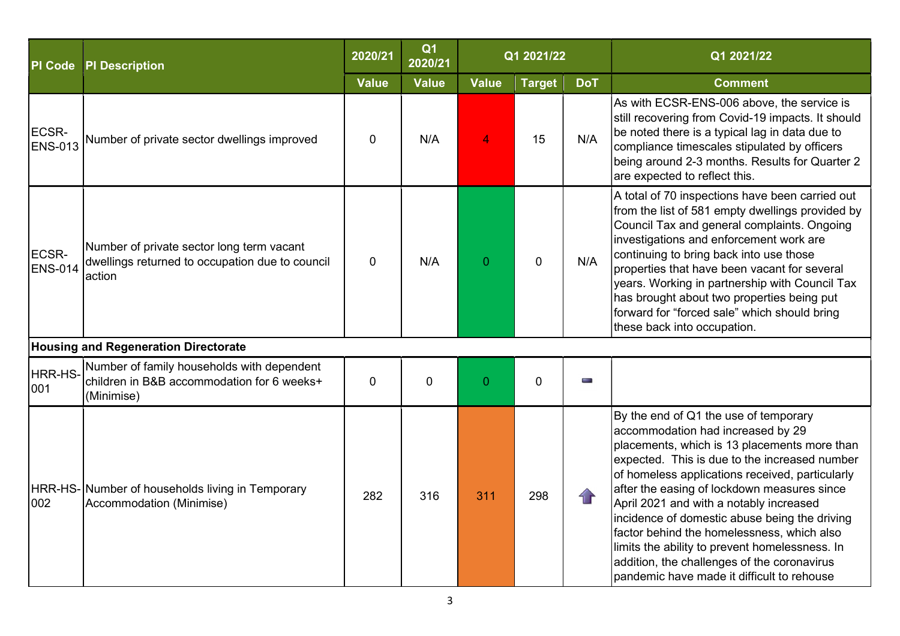| PI Code | PI Description | 2020/21 | Q1 2020/21 | Q1 2021/22 | | | Q1 2021/22 |
|---|---|---|---|---|---|---|---|
| | | Value | Value | Value | Target | DoT | Comment |
| ECSR-ENS-013 | Number of private sector dwellings improved | 0 | N/A | 4 | 15 | N/A | As with ECSR-ENS-006 above, the service is still recovering from Covid-19 impacts. It should be noted there is a typical lag in data due to compliance timescales stipulated by officers being around 2-3 months. Results for Quarter 2 are expected to reflect this. |
| ECSR-ENS-014 | Number of private sector long term vacant dwellings returned to occupation due to council action | 0 | N/A | 0 | 0 | N/A | A total of 70 inspections have been carried out from the list of 581 empty dwellings provided by Council Tax and general complaints. Ongoing investigations and enforcement work are continuing to bring back into use those properties that have been vacant for several years. Working in partnership with Council Tax has brought about two properties being put forward for "forced sale" which should bring these back into occupation. |
| **Housing and Regeneration Directorate** | | | | | | | |
| HRR-HS-001 | Number of family households with dependent children in B&B accommodation for 6 weeks+ (Minimise) | 0 | 0 | 0 | 0 | ▬ | |
| HRR-HS-002 | Number of households living in Temporary Accommodation (Minimise) | 282 | 316 | 311 | 298 | ⇧ | By the end of Q1 the use of temporary accommodation had increased by 29 placements, which is 13 placements more than expected. This is due to the increased number of homeless applications received, particularly after the easing of lockdown measures since April 2021 and with a notably increased incidence of domestic abuse being the driving factor behind the homelessness, which also limits the ability to prevent homelessness. In addition, the challenges of the coronavirus pandemic have made it difficult to rehouse |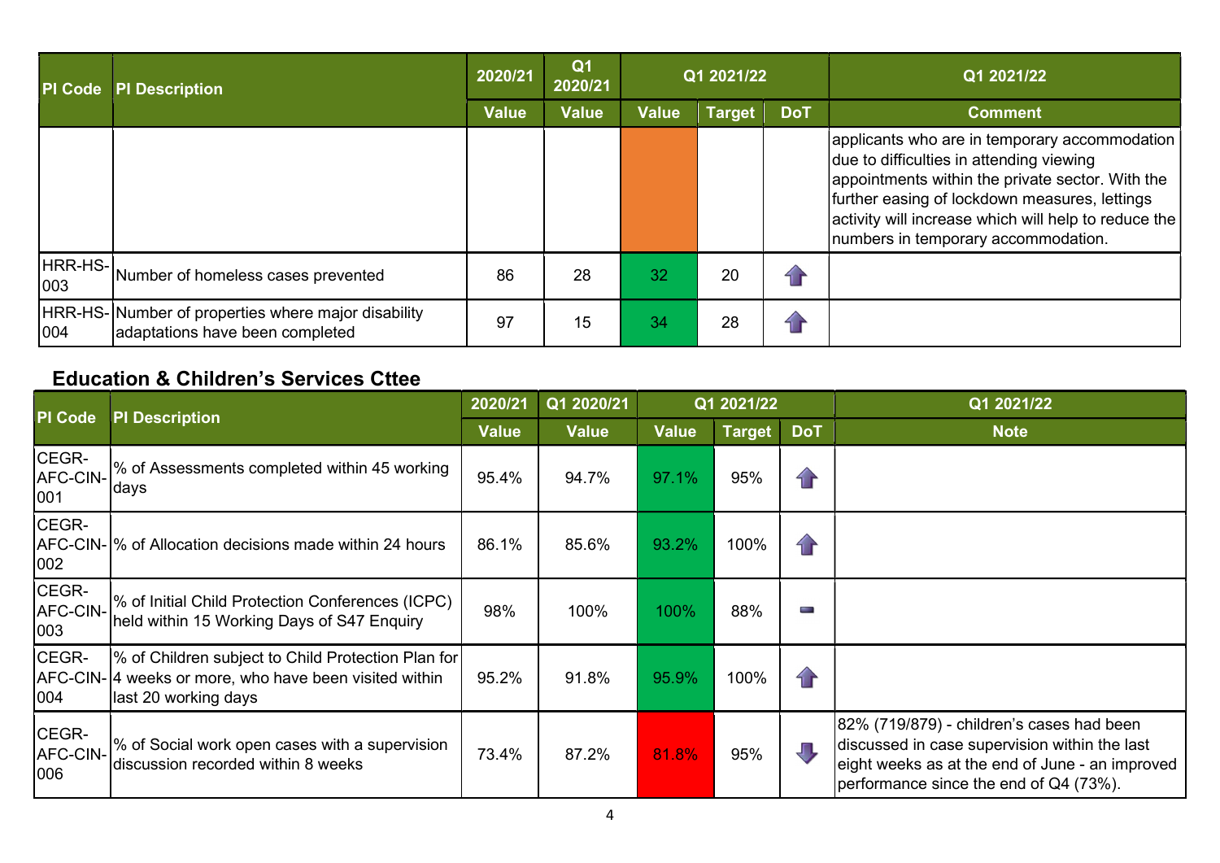| PI Code | PI Description | 2020/21 | Q1 2020/21 | Q1 2021/22 | | | Q1 2021/22 |
|---|---|---|---|---|---|---|---|
| | | Value | Value | Value | Target | DoT | Comment |
| | | | | | | | applicants who are in temporary accommodation due to difficulties in attending viewing appointments within the private sector. With the further easing of lockdown measures, lettings activity will increase which will help to reduce the numbers in temporary accommodation. |
| HRR-HS-003 | Number of homeless cases prevented | 86 | 28 | 32 | 20 | ⬆ | |
| HRR-HS-004 | Number of properties where major disability adaptations have been completed | 97 | 15 | 34 | 28 | ⬆ | |

## Education & Children's Services Cttee

| PI Code | PI Description | 2020/21 | Q1 2020/21 | Q1 2021/22 | | | Q1 2021/22 |
|---|---|---|---|---|---|---|---|
| | | Value | Value | Value | Target | DoT | Note |
| CEGR-AFC-CIN-001 | % of Assessments completed within 45 working days | 95.4% | 94.7% | 97.1% | 95% | ⬆ | |
| CEGR-AFC-CIN-002 | % of Allocation decisions made within 24 hours | 86.1% | 85.6% | 93.2% | 100% | ⬆ | |
| CEGR-AFC-CIN-003 | % of Initial Child Protection Conferences (ICPC) held within 15 Working Days of S47 Enquiry | 98% | 100% | 100% | 88% | ▬ | |
| CEGR-AFC-CIN-004 | % of Children subject to Child Protection Plan for 4 weeks or more, who have been visited within last 20 working days | 95.2% | 91.8% | 95.9% | 100% | ⬆ | |
| CEGR-AFC-CIN-006 | % of Social work open cases with a supervision discussion recorded within 8 weeks | 73.4% | 87.2% | 81.8% | 95% | ⬇ | 82% (719/879) - children's cases had been discussed in case supervision within the last eight weeks as at the end of June - an improved performance since the end of Q4 (73%). |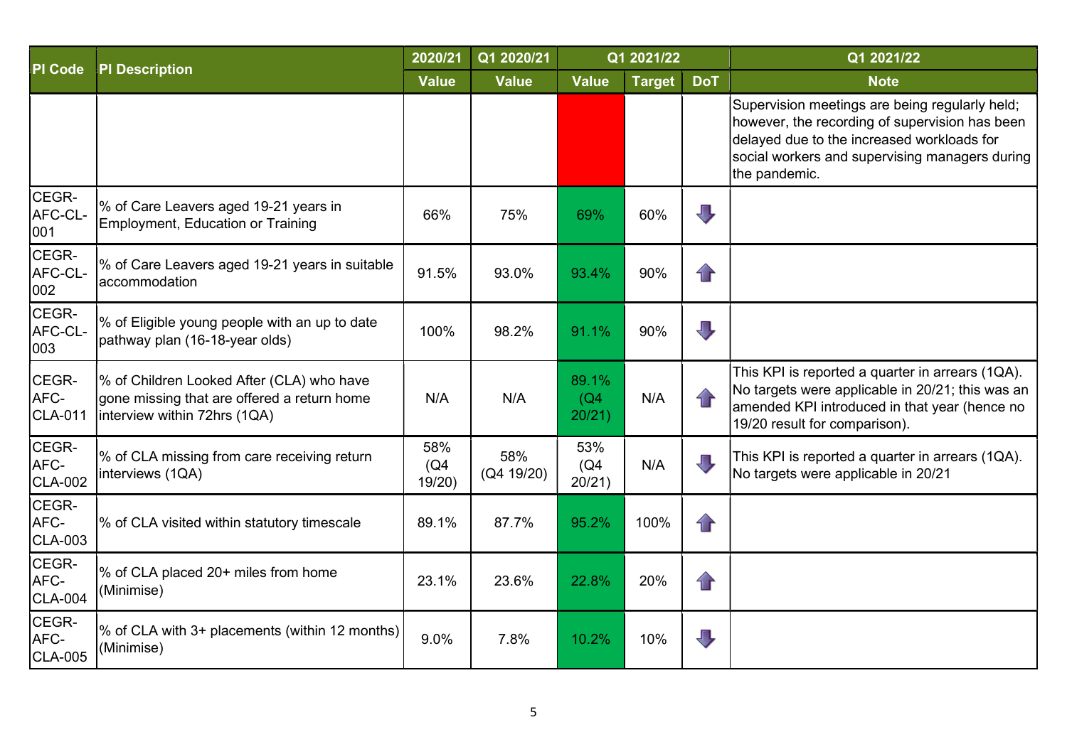| PI Code | PI Description | 2020/21 | Q1 2020/21 | Q1 2021/22 | | | Q1 2021/22 |
|---|---|---|---|---|---|---|---|
| | | Value | Value | Value | Target | DoT | Note |
| | | | | | | | Supervision meetings are being regularly held; however, the recording of supervision has been delayed due to the increased workloads for social workers and supervising managers during the pandemic. |
| CEGR-AFC-CL-001 | % of Care Leavers aged 19-21 years in Employment, Education or Training | 66% | 75% | 69% | 60% | ⇩ | |
| CEGR-AFC-CL-002 | % of Care Leavers aged 19-21 years in suitable accommodation | 91.5% | 93.0% | 93.4% | 90% | ⇧ | |
| CEGR-AFC-CL-003 | % of Eligible young people with an up to date pathway plan (16-18-year olds) | 100% | 98.2% | 91.1% | 90% | ⇩ | |
| CEGR-AFC-CLA-011 | % of Children Looked After (CLA) who have gone missing that are offered a return home interview within 72hrs (1QA) | N/A | N/A | 89.1% (Q4 20/21) | N/A | ⇧ | This KPI is reported a quarter in arrears (1QA). No targets were applicable in 20/21; this was an amended KPI introduced in that year (hence no 19/20 result for comparison). |
| CEGR-AFC-CLA-002 | % of CLA missing from care receiving return interviews (1QA) | 58% (Q4 19/20) | 58% (Q4 19/20) | 53% (Q4 20/21) | N/A | ⇩ | This KPI is reported a quarter in arrears (1QA). No targets were applicable in 20/21 |
| CEGR-AFC-CLA-003 | % of CLA visited within statutory timescale | 89.1% | 87.7% | 95.2% | 100% | ⇧ | |
| CEGR-AFC-CLA-004 | % of CLA placed 20+ miles from home (Minimise) | 23.1% | 23.6% | 22.8% | 20% | ⇧ | |
| CEGR-AFC-CLA-005 | % of CLA with 3+ placements (within 12 months) (Minimise) | 9.0% | 7.8% | 10.2% | 10% | ⇩ | |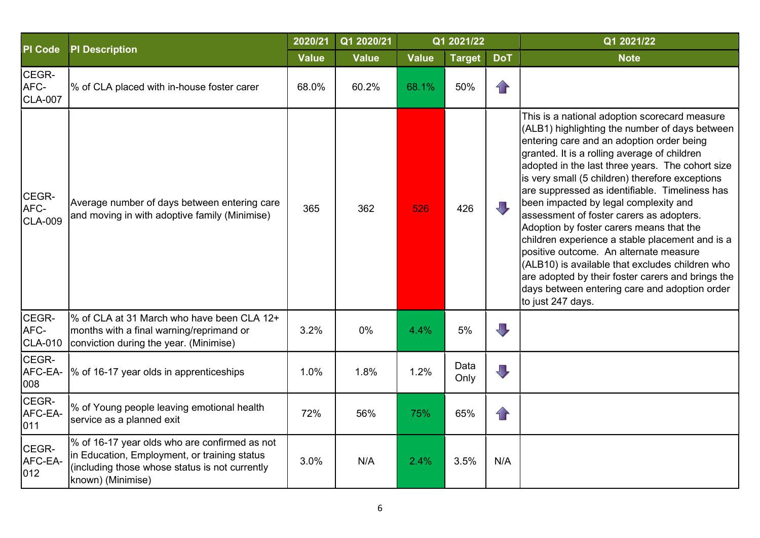| PI Code | PI Description | 2020/21 | Q1 2020/21 | Q1 2021/22 | | | Q1 2021/22 |
|---|---|---|---|---|---|---|---|
| | | Value | Value | Value | Target | DoT | Note |
| CEGR-AFC-CLA-007 | % of CLA placed with in-house foster carer | 68.0% | 60.2% | 68.1% | 50% | ⬆ | |
| CEGR-AFC-CLA-009 | Average number of days between entering care and moving in with adoptive family (Minimise) | 365 | 362 | 526 | 426 | ⬇ | This is a national adoption scorecard measure (ALB1) highlighting the number of days between entering care and an adoption order being granted. It is a rolling average of children adopted in the last three years. The cohort size is very small (5 children) therefore exceptions are suppressed as identifiable. Timeliness has been impacted by legal complexity and assessment of foster carers as adopters. Adoption by foster carers means that the children experience a stable placement and is a positive outcome. An alternate measure (ALB10) is available that excludes children who are adopted by their foster carers and brings the days between entering care and adoption order to just 247 days. |
| CEGR-AFC-CLA-010 | % of CLA at 31 March who have been CLA 12+ months with a final warning/reprimand or conviction during the year. (Minimise) | 3.2% | 0% | 4.4% | 5% | ⬇ | |
| CEGR-AFC-EA-008 | % of 16-17 year olds in apprenticeships | 1.0% | 1.8% | 1.2% | Data Only | ⬇ | |
| CEGR-AFC-EA-011 | % of Young people leaving emotional health service as a planned exit | 72% | 56% | 75% | 65% | ⬆ | |
| CEGR-AFC-EA-012 | % of 16-17 year olds who are confirmed as not in Education, Employment, or training status (including those whose status is not currently known) (Minimise) | 3.0% | N/A | 2.4% | 3.5% | N/A | |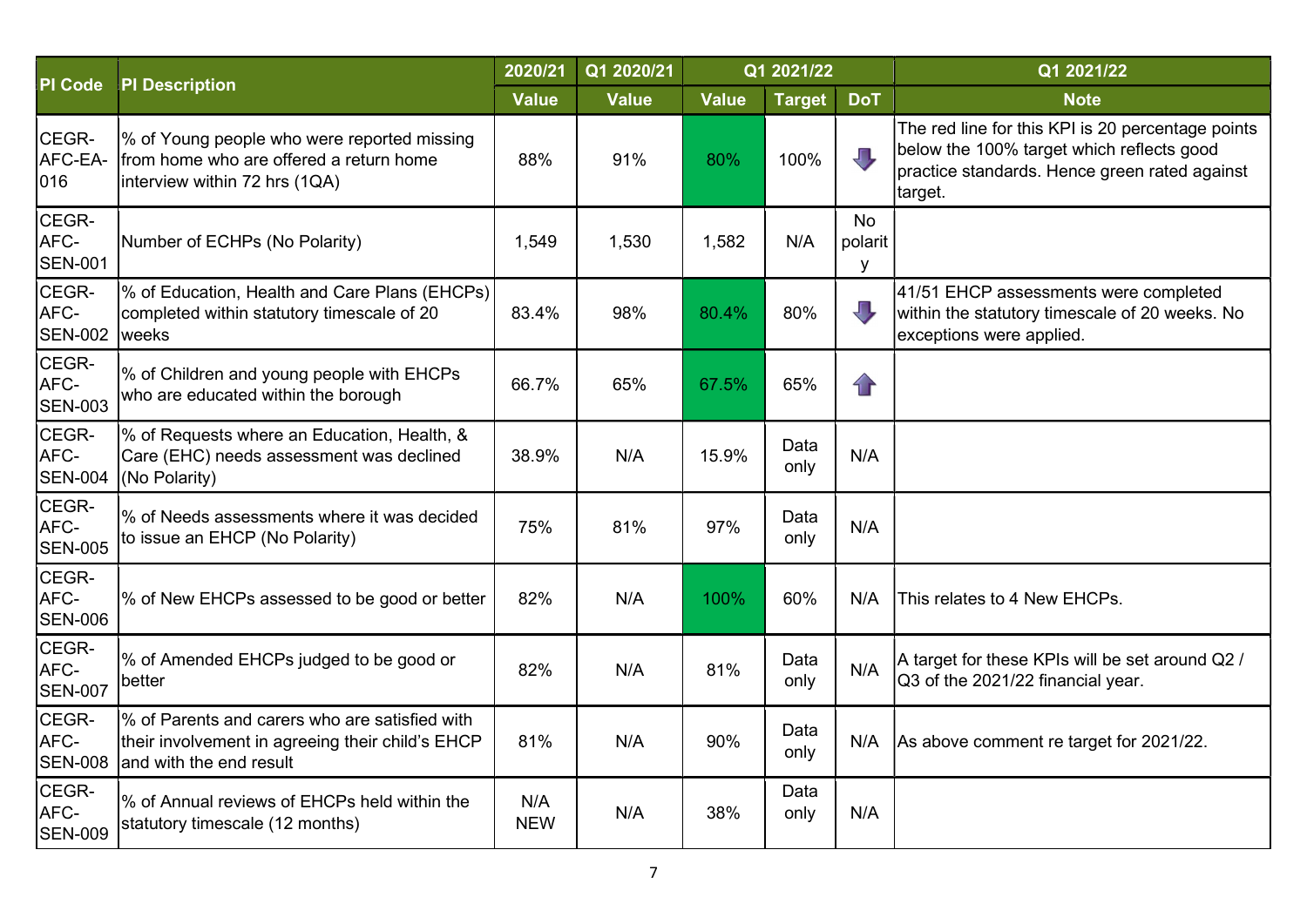| PI Code | PI Description | 2020/21 | Q1 2020/21 | Q1 2021/22 | | | Q1 2021/22 |
|---|---|---|---|---|---|---|---|
| | | Value | Value | Value | Target | DoT | Note |
| CEGR-AFC-EA-016 | % of Young people who were reported missing from home who are offered a return home interview within 72 hrs (1QA) | 88% | 91% | 80% | 100% | ⬇ | The red line for this KPI is 20 percentage points below the 100% target which reflects good practice standards. Hence green rated against target. |
| CEGR-AFC-SEN-001 | Number of ECHPs (No Polarity) | 1,549 | 1,530 | 1,582 | N/A | No polarity | |
| CEGR-AFC-SEN-002 | % of Education, Health and Care Plans (EHCPs) completed within statutory timescale of 20 weeks | 83.4% | 98% | 80.4% | 80% | ⬇ | 41/51 EHCP assessments were completed within the statutory timescale of 20 weeks. No exceptions were applied. |
| CEGR-AFC-SEN-003 | % of Children and young people with EHCPs who are educated within the borough | 66.7% | 65% | 67.5% | 65% | ⬆ | |
| CEGR-AFC-SEN-004 | % of Requests where an Education, Health, & Care (EHC) needs assessment was declined (No Polarity) | 38.9% | N/A | 15.9% | Data only | N/A | |
| CEGR-AFC-SEN-005 | % of Needs assessments where it was decided to issue an EHCP (No Polarity) | 75% | 81% | 97% | Data only | N/A | |
| CEGR-AFC-SEN-006 | % of New EHCPs assessed to be good or better | 82% | N/A | 100% | 60% | N/A | This relates to 4 New EHCPs. |
| CEGR-AFC-SEN-007 | % of Amended EHCPs judged to be good or better | 82% | N/A | 81% | Data only | N/A | A target for these KPIs will be set around Q2 / Q3 of the 2021/22 financial year. |
| CEGR-AFC-SEN-008 | % of Parents and carers who are satisfied with their involvement in agreeing their child's EHCP and with the end result | 81% | N/A | 90% | Data only | N/A | As above comment re target for 2021/22. |
| CEGR-AFC-SEN-009 | % of Annual reviews of EHCPs held within the statutory timescale (12 months) | N/A NEW | N/A | 38% | Data only | N/A | |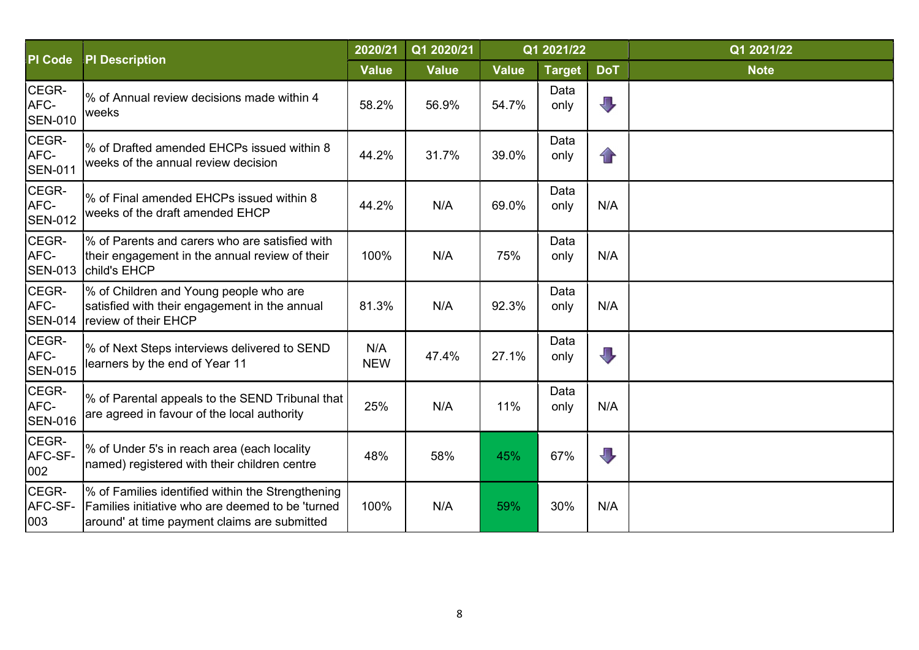| PI Code | PI Description | 2020/21 | Q1 2020/21 | Q1 2021/22 | | | Q1 2021/22 |
|---|---|---|---|---|---|---|---|
| | | Value | Value | Value | Target | DoT | Note |
| CEGR-AFC-SEN-010 | % of Annual review decisions made within 4 weeks | 58.2% | 56.9% | 54.7% | Data only | ⬇ | |
| CEGR-AFC-SEN-011 | % of Drafted amended EHCPs issued within 8 weeks of the annual review decision | 44.2% | 31.7% | 39.0% | Data only | ⬆ | |
| CEGR-AFC-SEN-012 | % of Final amended EHCPs issued within 8 weeks of the draft amended EHCP | 44.2% | N/A | 69.0% | Data only | N/A | |
| CEGR-AFC-SEN-013 | % of Parents and carers who are satisfied with their engagement in the annual review of their child's EHCP | 100% | N/A | 75% | Data only | N/A | |
| CEGR-AFC-SEN-014 | % of Children and Young people who are satisfied with their engagement in the annual review of their EHCP | 81.3% | N/A | 92.3% | Data only | N/A | |
| CEGR-AFC-SEN-015 | % of Next Steps interviews delivered to SEND learners by the end of Year 11 | N/A NEW | 47.4% | 27.1% | Data only | ⬇ | |
| CEGR-AFC-SEN-016 | % of Parental appeals to the SEND Tribunal that are agreed in favour of the local authority | 25% | N/A | 11% | Data only | N/A | |
| CEGR-AFC-SF-002 | % of Under 5's in reach area (each locality named) registered with their children centre | 48% | 58% | 45% | 67% | ⬇ | |
| CEGR-AFC-SF-003 | % of Families identified within the Strengthening Families initiative who are deemed to be 'turned around' at time payment claims are submitted | 100% | N/A | 59% | 30% | N/A | |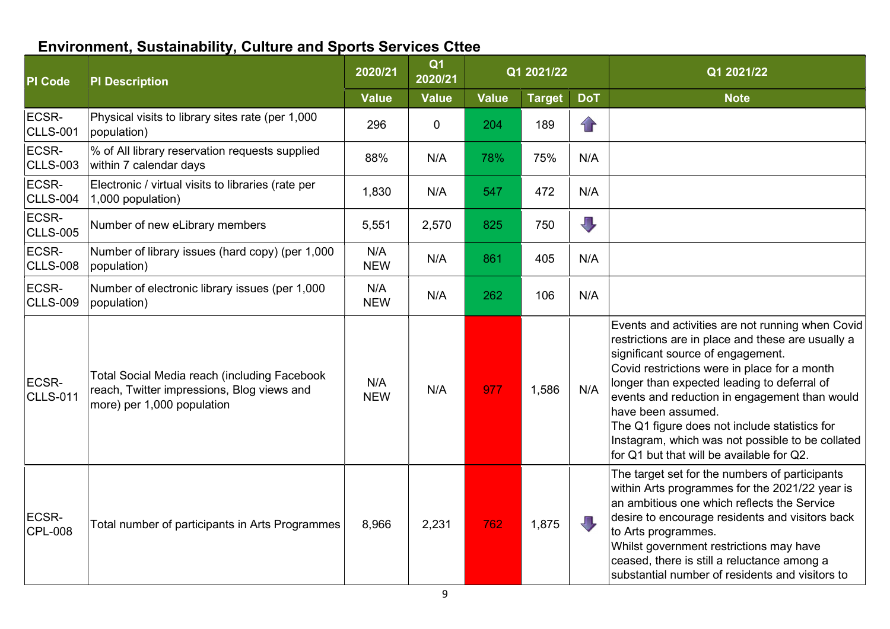## Environment, Sustainability, Culture and Sports Services Cttee

| PI Code | PI Description | 2020/21 | Q1 2020/21 | Q1 2021/22 | | | Q1 2021/22 |
|---|---|---|---|---|---|---|---|
| | | Value | Value | Value | Target | DoT | Note |
| ECSR-CLLS-001 | Physical visits to library sites rate (per 1,000 population) | 296 | 0 | 204 | 189 | ⬆ | |
| ECSR-CLLS-003 | % of All library reservation requests supplied within 7 calendar days | 88% | N/A | 78% | 75% | N/A | |
| ECSR-CLLS-004 | Electronic / virtual visits to libraries (rate per 1,000 population) | 1,830 | N/A | 547 | 472 | N/A | |
| ECSR-CLLS-005 | Number of new eLibrary members | 5,551 | 2,570 | 825 | 750 | ⬇ | |
| ECSR-CLLS-008 | Number of library issues (hard copy) (per 1,000 population) | N/A NEW | N/A | 861 | 405 | N/A | |
| ECSR-CLLS-009 | Number of electronic library issues (per 1,000 population) | N/A NEW | N/A | 262 | 106 | N/A | |
| ECSR-CLLS-011 | Total Social Media reach (including Facebook reach, Twitter impressions, Blog views and more) per 1,000 population | N/A NEW | N/A | 977 | 1,586 | N/A | Events and activities are not running when Covid restrictions are in place and these are usually a significant source of engagement. Covid restrictions were in place for a month longer than expected leading to deferral of events and reduction in engagement than would have been assumed. The Q1 figure does not include statistics for Instagram, which was not possible to be collated for Q1 but that will be available for Q2. |
| ECSR-CPL-008 | Total number of participants in Arts Programmes | 8,966 | 2,231 | 762 | 1,875 | ⬇ | The target set for the numbers of participants within Arts programmes for the 2021/22 year is an ambitious one which reflects the Service desire to encourage residents and visitors back to Arts programmes. Whilst government restrictions may have ceased, there is still a reluctance among a substantial number of residents and visitors to |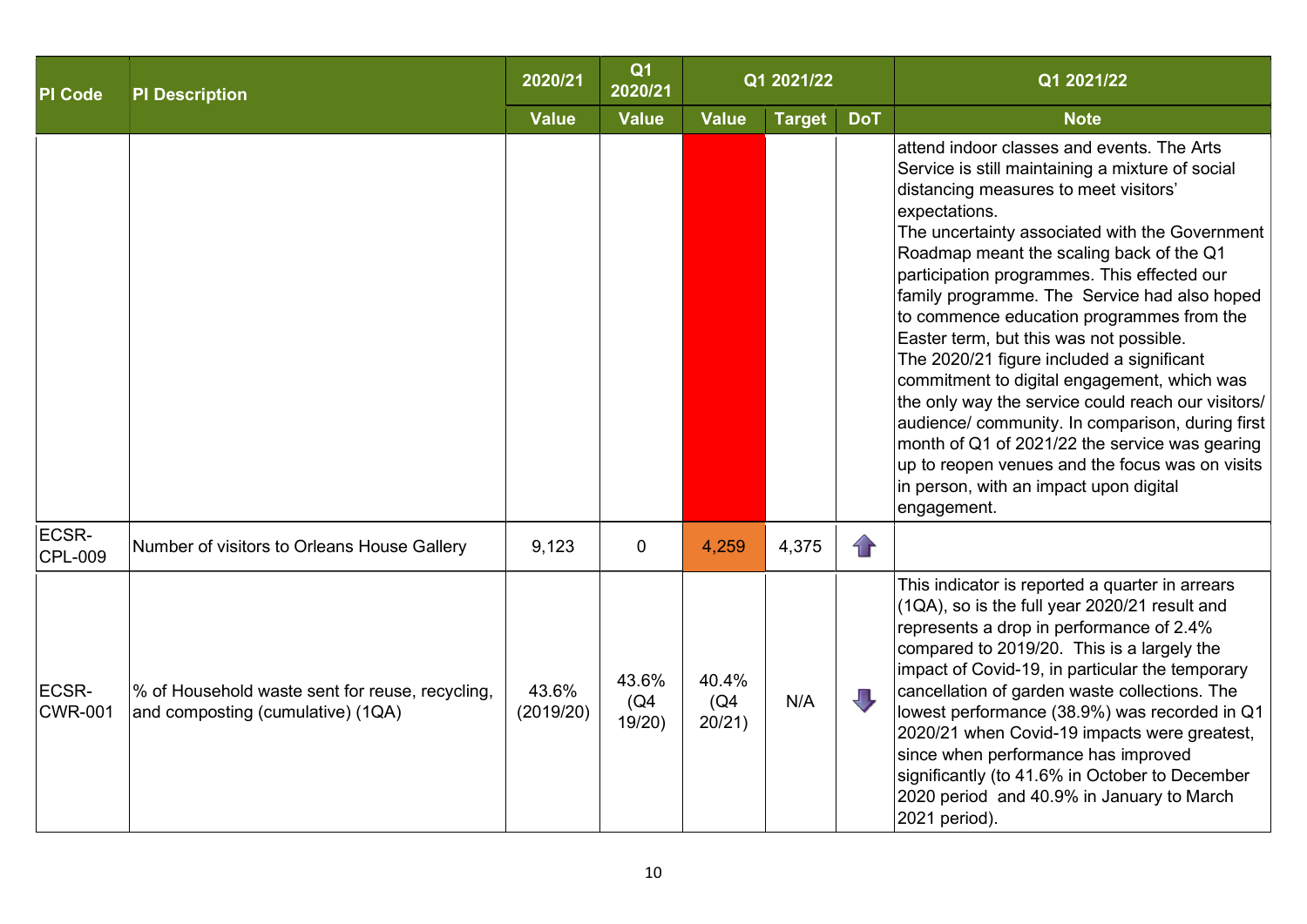| PI Code | PI Description | 2020/21 | Q1 2020/21 | Q1 2021/22 | | | Q1 2021/22 |
|---|---|---|---|---|---|---|---|
| | | Value | Value | Value | Target | DoT | Note |
| | | | | | | | attend indoor classes and events. The Arts Service is still maintaining a mixture of social distancing measures to meet visitors' expectations. The uncertainty associated with the Government Roadmap meant the scaling back of the Q1 participation programmes. This effected our family programme. The Service had also hoped to commence education programmes from the Easter term, but this was not possible. The 2020/21 figure included a significant commitment to digital engagement, which was the only way the service could reach our visitors/ audience/ community. In comparison, during first month of Q1 of 2021/22 the service was gearing up to reopen venues and the focus was on visits in person, with an impact upon digital engagement. |
| ECSR-CPL-009 | Number of visitors to Orleans House Gallery | 9,123 | 0 | 4,259 | 4,375 | ↑ | |
| ECSR-CWR-001 | % of Household waste sent for reuse, recycling, and composting (cumulative) (1QA) | 43.6% (2019/20) | 43.6% (Q4 19/20) | 40.4% (Q4 20/21) | N/A | ↓ | This indicator is reported a quarter in arrears (1QA), so is the full year 2020/21 result and represents a drop in performance of 2.4% compared to 2019/20. This is a largely the impact of Covid-19, in particular the temporary cancellation of garden waste collections. The lowest performance (38.9%) was recorded in Q1 2020/21 when Covid-19 impacts were greatest, since when performance has improved significantly (to 41.6% in October to December 2020 period and 40.9% in January to March 2021 period). |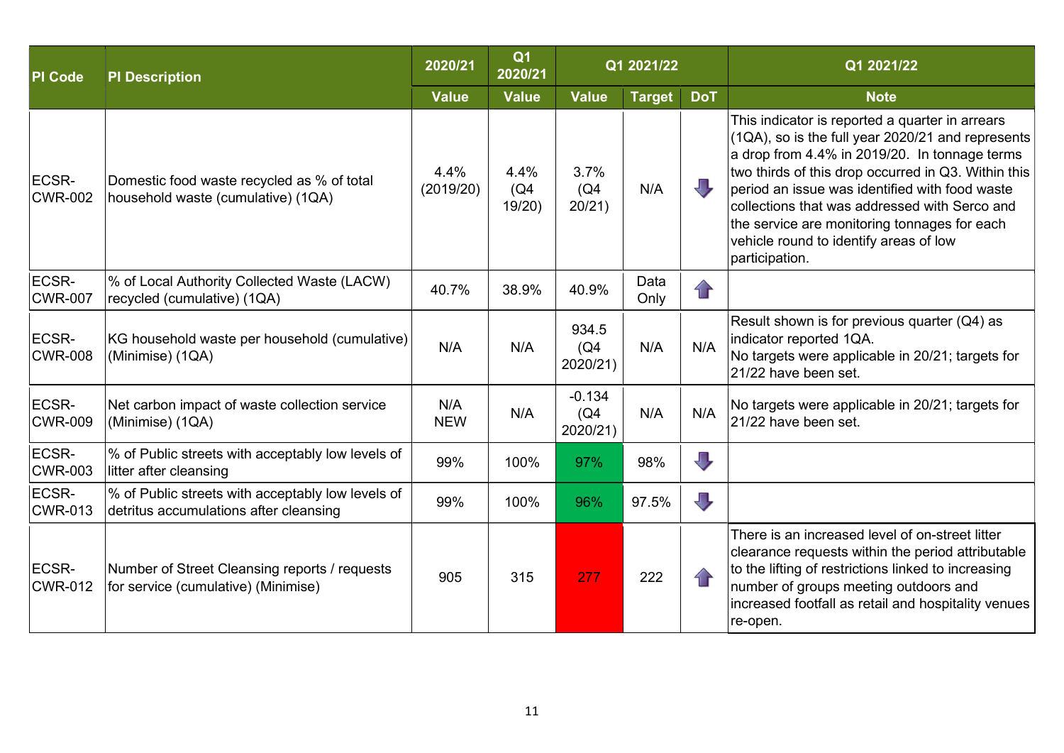| PI Code | PI Description | 2020/21 | Q1 2020/21 | Q1 2021/22 | | | Q1 2021/22 |
|---|---|---|---|---|---|---|---|
| | | Value | Value | Value | Target | DoT | Note |
| ECSR-CWR-002 | Domestic food waste recycled as % of total household waste (cumulative) (1QA) | 4.4% (2019/20) | 4.4% (Q4 19/20) | 3.7% (Q4 20/21) | N/A | ⬇ | This indicator is reported a quarter in arrears (1QA), so is the full year 2020/21 and represents a drop from 4.4% in 2019/20. In tonnage terms two thirds of this drop occurred in Q3. Within this period an issue was identified with food waste collections that was addressed with Serco and the service are monitoring tonnages for each vehicle round to identify areas of low participation. |
| ECSR-CWR-007 | % of Local Authority Collected Waste (LACW) recycled (cumulative) (1QA) | 40.7% | 38.9% | 40.9% | Data Only | ⬆ | |
| ECSR-CWR-008 | KG household waste per household (cumulative) (Minimise) (1QA) | N/A | N/A | 934.5 (Q4 2020/21) | N/A | N/A | Result shown is for previous quarter (Q4) as indicator reported 1QA. No targets were applicable in 20/21; targets for 21/22 have been set. |
| ECSR-CWR-009 | Net carbon impact of waste collection service (Minimise) (1QA) | N/A NEW | N/A | -0.134 (Q4 2020/21) | N/A | N/A | No targets were applicable in 20/21; targets for 21/22 have been set. |
| ECSR-CWR-003 | % of Public streets with acceptably low levels of litter after cleansing | 99% | 100% | 97% | 98% | ⬇ | |
| ECSR-CWR-013 | % of Public streets with acceptably low levels of detritus accumulations after cleansing | 99% | 100% | 96% | 97.5% | ⬇ | |
| ECSR-CWR-012 | Number of Street Cleansing reports / requests for service (cumulative) (Minimise) | 905 | 315 | 277 | 222 | ⬆ | There is an increased level of on-street litter clearance requests within the period attributable to the lifting of restrictions linked to increasing number of groups meeting outdoors and increased footfall as retail and hospitality venues re-open. |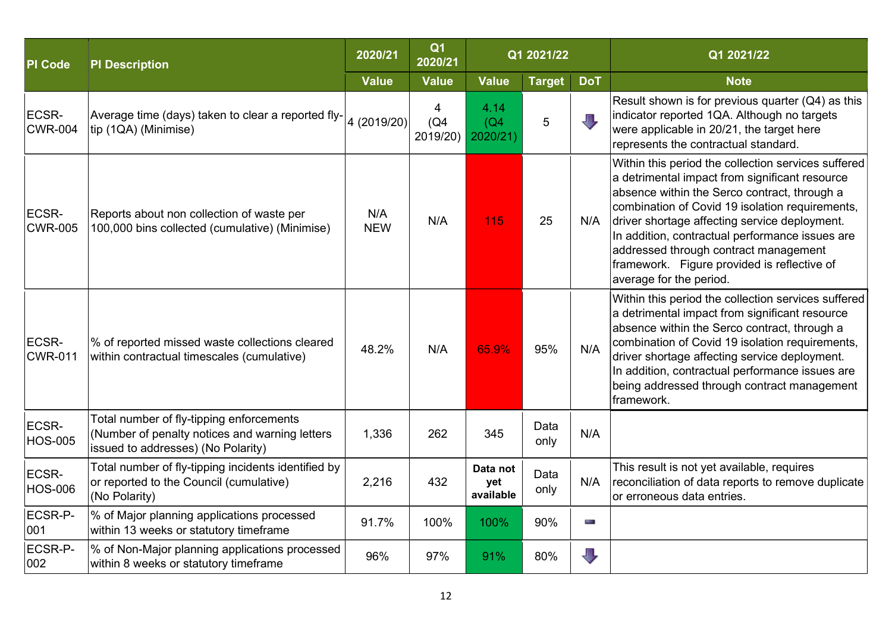| PI Code | PI Description | 2020/21 | Q1 2020/21 | Q1 2021/22 | | | Q1 2021/22 |
|---|---|---|---|---|---|---|---|
| | | Value | Value | Value | Target | DoT | Note |
| ECSR-CWR-004 | Average time (days) taken to clear a reported fly-tip (1QA) (Minimise) | 4 (2019/20) | 4 (Q4 2019/20) | 4.14 (Q4 2020/21) | 5 | ⇩ | Result shown is for previous quarter (Q4) as this indicator reported 1QA. Although no targets were applicable in 20/21, the target here represents the contractual standard. |
| ECSR-CWR-005 | Reports about non collection of waste per 100,000 bins collected (cumulative) (Minimise) | N/A NEW | N/A | 115 | 25 | N/A | Within this period the collection services suffered a detrimental impact from significant resource absence within the Serco contract, through a combination of Covid 19 isolation requirements, driver shortage affecting service deployment. In addition, contractual performance issues are addressed through contract management framework. Figure provided is reflective of average for the period. |
| ECSR-CWR-011 | % of reported missed waste collections cleared within contractual timescales (cumulative) | 48.2% | N/A | 65.9% | 95% | N/A | Within this period the collection services suffered a detrimental impact from significant resource absence within the Serco contract, through a combination of Covid 19 isolation requirements, driver shortage affecting service deployment. In addition, contractual performance issues are being addressed through contract management framework. |
| ECSR-HOS-005 | Total number of fly-tipping enforcements (Number of penalty notices and warning letters issued to addresses) (No Polarity) | 1,336 | 262 | 345 | Data only | N/A | |
| ECSR-HOS-006 | Total number of fly-tipping incidents identified by or reported to the Council (cumulative) (No Polarity) | 2,216 | 432 | **Data not yet available** | Data only | N/A | This result is not yet available, requires reconciliation of data reports to remove duplicate or erroneous data entries. |
| ECSR-P-001 | % of Major planning applications processed within 13 weeks or statutory timeframe | 91.7% | 100% | 100% | 90% | ▬ | |
| ECSR-P-002 | % of Non-Major planning applications processed within 8 weeks or statutory timeframe | 96% | 97% | 91% | 80% | ⇩ | |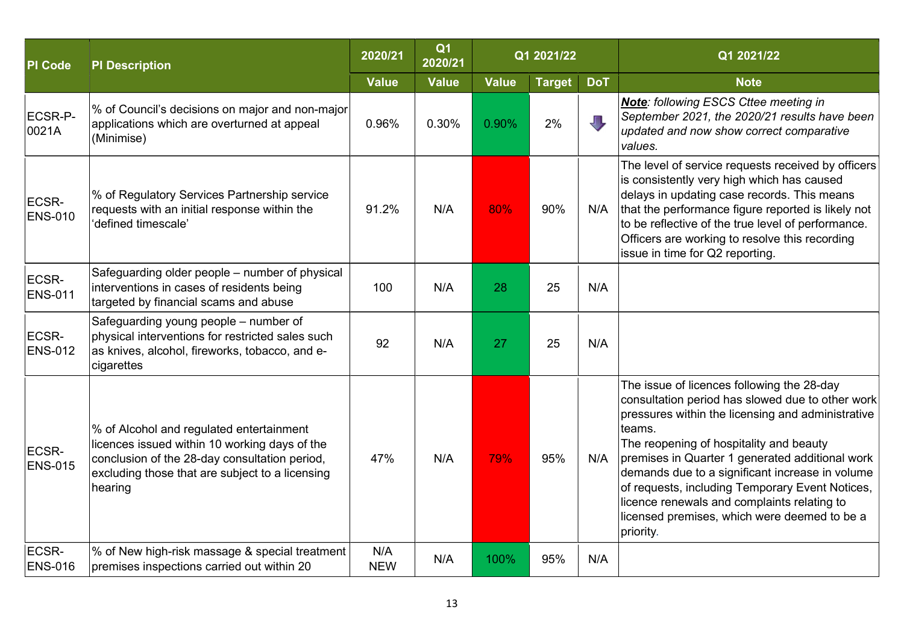| PI Code | PI Description | 2020/21 | Q1 2020/21 | Q1 2021/22 | | | Q1 2021/22 |
|---|---|---|---|---|---|---|---|
| | | Value | Value | Value | Target | DoT | Note |
| ECSR-P-0021A | % of Council's decisions on major and non-major applications which are overturned at appeal (Minimise) | 0.96% | 0.30% | 0.90% | 2% | ⬇ | ***Note**: following ESCS Cttee meeting in September 2021, the 2020/21 results have been updated and now show correct comparative values.* |
| ECSR-ENS-010 | % of Regulatory Services Partnership service requests with an initial response within the 'defined timescale' | 91.2% | N/A | 80% | 90% | N/A | The level of service requests received by officers is consistently very high which has caused delays in updating case records. This means that the performance figure reported is likely not to be reflective of the true level of performance. Officers are working to resolve this recording issue in time for Q2 reporting. |
| ECSR-ENS-011 | Safeguarding older people – number of physical interventions in cases of residents being targeted by financial scams and abuse | 100 | N/A | 28 | 25 | N/A | |
| ECSR-ENS-012 | Safeguarding young people – number of physical interventions for restricted sales such as knives, alcohol, fireworks, tobacco, and e-cigarettes | 92 | N/A | 27 | 25 | N/A | |
| ECSR-ENS-015 | % of Alcohol and regulated entertainment licences issued within 10 working days of the conclusion of the 28-day consultation period, excluding those that are subject to a licensing hearing | 47% | N/A | 79% | 95% | N/A | The issue of licences following the 28-day consultation period has slowed due to other work pressures within the licensing and administrative teams.<br>The reopening of hospitality and beauty premises in Quarter 1 generated additional work demands due to a significant increase in volume of requests, including Temporary Event Notices, licence renewals and complaints relating to licensed premises, which were deemed to be a priority. |
| ECSR-ENS-016 | % of New high-risk massage & special treatment premises inspections carried out within 20 | N/A NEW | N/A | 100% | 95% | N/A | |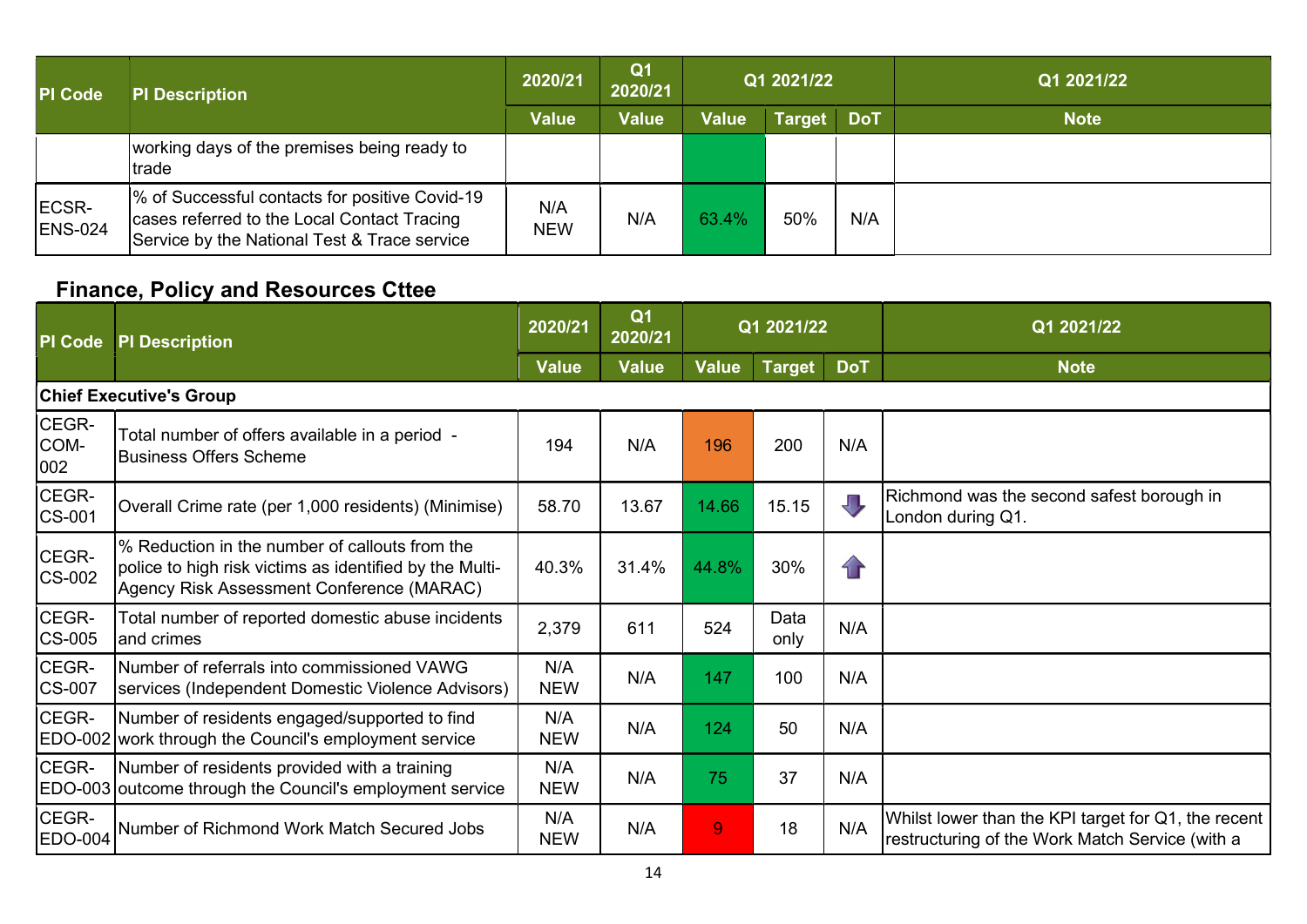| PI Code | PI Description | 2020/21 | Q1 2020/21 | Q1 2021/22 | | | Q1 2021/22 |
|---|---|---|---|---|---|---|---|
| | | Value | Value | Value | Target | DoT | Note |
| | working days of the premises being ready to trade | | | | | | |
| ECSR-ENS-024 | % of Successful contacts for positive Covid-19 cases referred to the Local Contact Tracing Service by the National Test & Trace service | N/A NEW | N/A | 63.4% | 50% | N/A | |

## Finance, Policy and Resources Cttee

| PI Code | PI Description | 2020/21 | Q1 2020/21 | Q1 2021/22 | | | Q1 2021/22 |
|---|---|---|---|---|---|---|---|
| | | Value | Value | Value | Target | DoT | Note |
| **Chief Executive's Group** | | | | | | | |
| CEGR-COM-002 | Total number of offers available in a period - Business Offers Scheme | 194 | N/A | 196 | 200 | N/A | |
| CEGR-CS-001 | Overall Crime rate (per 1,000 residents) (Minimise) | 58.70 | 13.67 | 14.66 | 15.15 | ⬇ | Richmond was the second safest borough in London during Q1. |
| CEGR-CS-002 | % Reduction in the number of callouts from the police to high risk victims as identified by the Multi-Agency Risk Assessment Conference (MARAC) | 40.3% | 31.4% | 44.8% | 30% | ⬆ | |
| CEGR-CS-005 | Total number of reported domestic abuse incidents and crimes | 2,379 | 611 | 524 | Data only | N/A | |
| CEGR-CS-007 | Number of referrals into commissioned VAWG services (Independent Domestic Violence Advisors) | N/A NEW | N/A | 147 | 100 | N/A | |
| CEGR-EDO-002 | Number of residents engaged/supported to find work through the Council's employment service | N/A NEW | N/A | 124 | 50 | N/A | |
| CEGR-EDO-003 | Number of residents provided with a training outcome through the Council's employment service | N/A NEW | N/A | 75 | 37 | N/A | |
| CEGR-EDO-004 | Number of Richmond Work Match Secured Jobs | N/A NEW | N/A | 9 | 18 | N/A | Whilst lower than the KPI target for Q1, the recent restructuring of the Work Match Service (with a |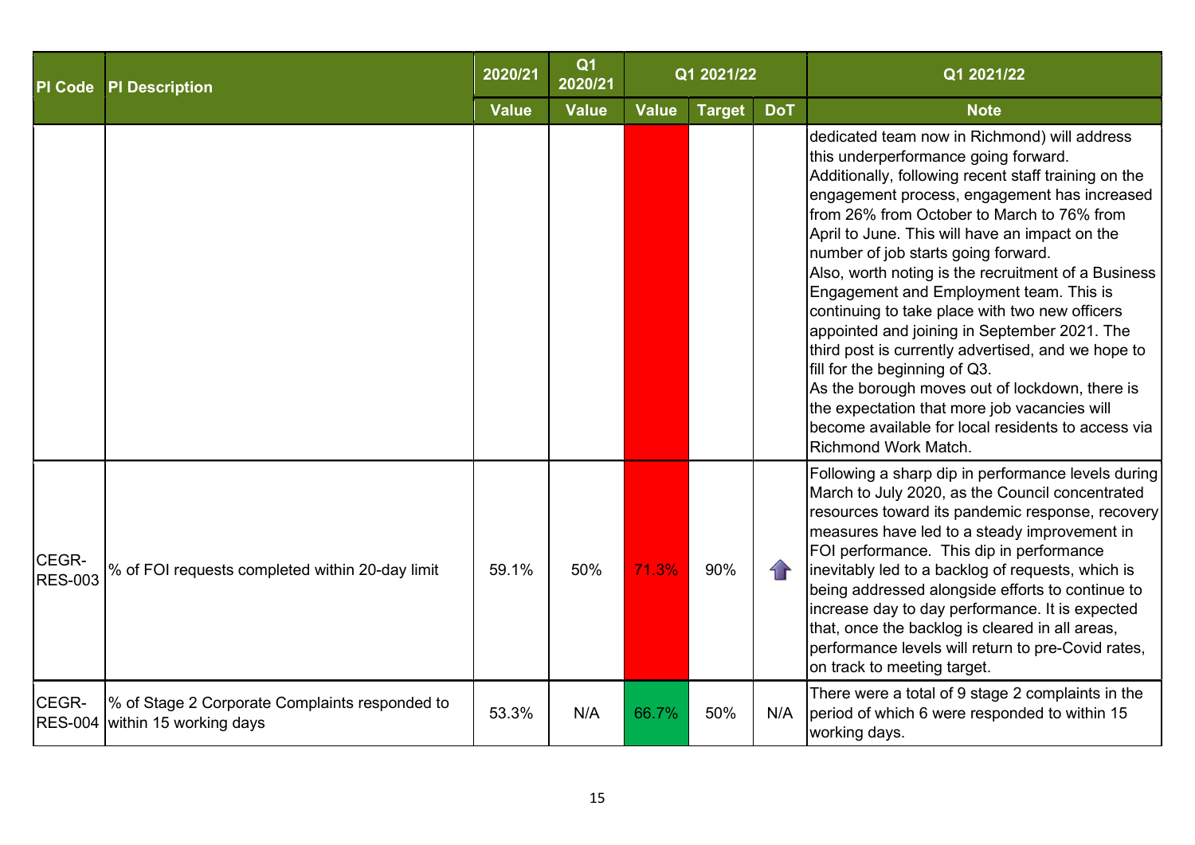| PI Code | PI Description | 2020/21 | Q1 2020/21 | Q1 2021/22 | | | Q1 2021/22 |
|---|---|---|---|---|---|---|---|
| | | Value | Value | Value | Target | DoT | Note |
| | | | | | | | dedicated team now in Richmond) will address this underperformance going forward. Additionally, following recent staff training on the engagement process, engagement has increased from 26% from October to March to 76% from April to June. This will have an impact on the number of job starts going forward. Also, worth noting is the recruitment of a Business Engagement and Employment team. This is continuing to take place with two new officers appointed and joining in September 2021. The third post is currently advertised, and we hope to fill for the beginning of Q3. As the borough moves out of lockdown, there is the expectation that more job vacancies will become available for local residents to access via Richmond Work Match. |
| CEGR-RES-003 | % of FOI requests completed within 20-day limit | 59.1% | 50% | 71.3% | 90% | ↑ | Following a sharp dip in performance levels during March to July 2020, as the Council concentrated resources toward its pandemic response, recovery measures have led to a steady improvement in FOI performance. This dip in performance inevitably led to a backlog of requests, which is being addressed alongside efforts to continue to increase day to day performance. It is expected that, once the backlog is cleared in all areas, performance levels will return to pre-Covid rates, on track to meeting target. |
| CEGR-RES-004 | % of Stage 2 Corporate Complaints responded to within 15 working days | 53.3% | N/A | 66.7% | 50% | N/A | There were a total of 9 stage 2 complaints in the period of which 6 were responded to within 15 working days. |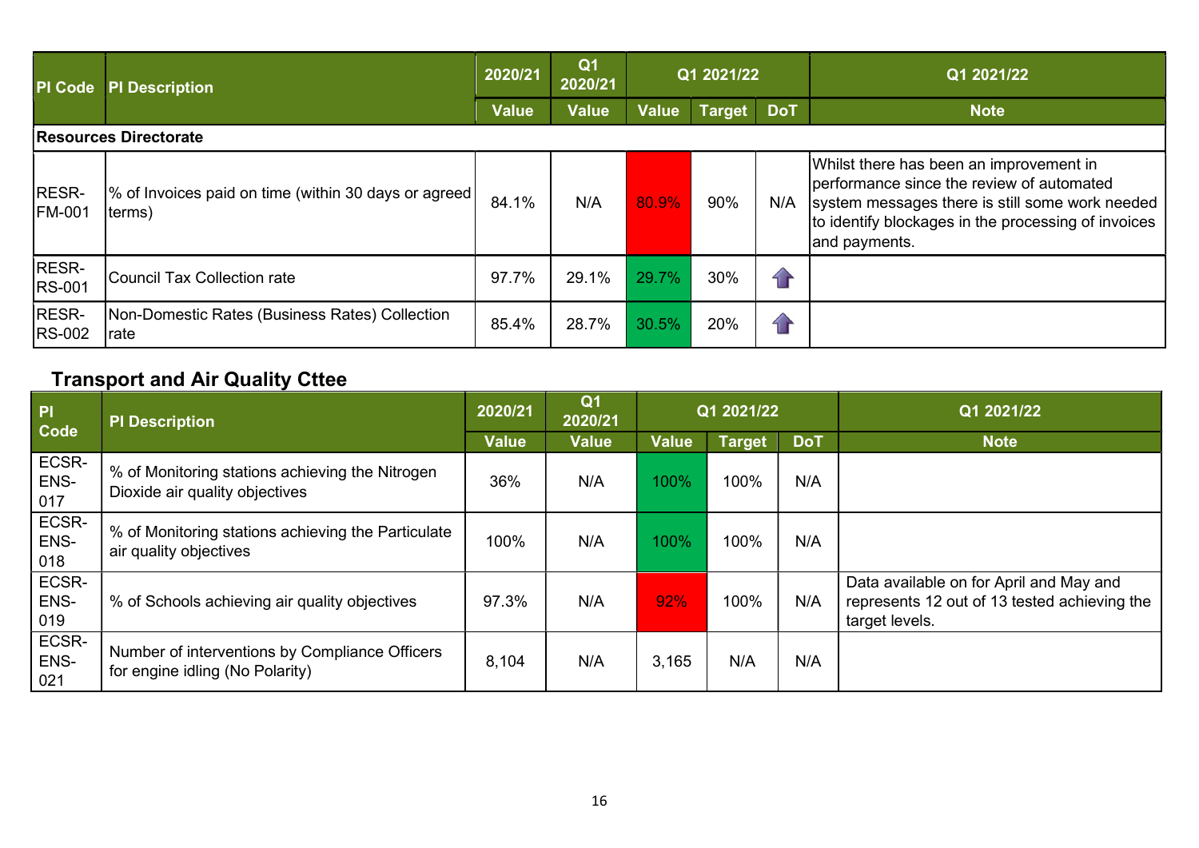| PI Code | PI Description | 2020/21 | Q1 2020/21 | Q1 2021/22 | | | Q1 2021/22 |
|---|---|---|---|---|---|---|---|
| | | Value | Value | Value | Target | DoT | Note |
| **Resources Directorate** | | | | | | | |
| RESR-FM-001 | % of Invoices paid on time (within 30 days or agreed terms) | 84.1% | N/A | 80.9% | 90% | N/A | Whilst there has been an improvement in performance since the review of automated system messages there is still some work needed to identify blockages in the processing of invoices and payments. |
| RESR-RS-001 | Council Tax Collection rate | 97.7% | 29.1% | 29.7% | 30% | ⇧ | |
| RESR-RS-002 | Non-Domestic Rates (Business Rates) Collection rate | 85.4% | 28.7% | 30.5% | 20% | ⇧ | |

## Transport and Air Quality Cttee

| PI Code | PI Description | 2020/21 | Q1 2020/21 | Q1 2021/22 | | | Q1 2021/22 |
|---|---|---|---|---|---|---|---|
| | | Value | Value | Value | Target | DoT | Note |
| ECSR-ENS-017 | % of Monitoring stations achieving the Nitrogen Dioxide air quality objectives | 36% | N/A | 100% | 100% | N/A | |
| ECSR-ENS-018 | % of Monitoring stations achieving the Particulate air quality objectives | 100% | N/A | 100% | 100% | N/A | |
| ECSR-ENS-019 | % of Schools achieving air quality objectives | 97.3% | N/A | 92% | 100% | N/A | Data available on for April and May and represents 12 out of 13 tested achieving the target levels. |
| ECSR-ENS-021 | Number of interventions by Compliance Officers for engine idling (No Polarity) | 8,104 | N/A | 3,165 | N/A | N/A | |